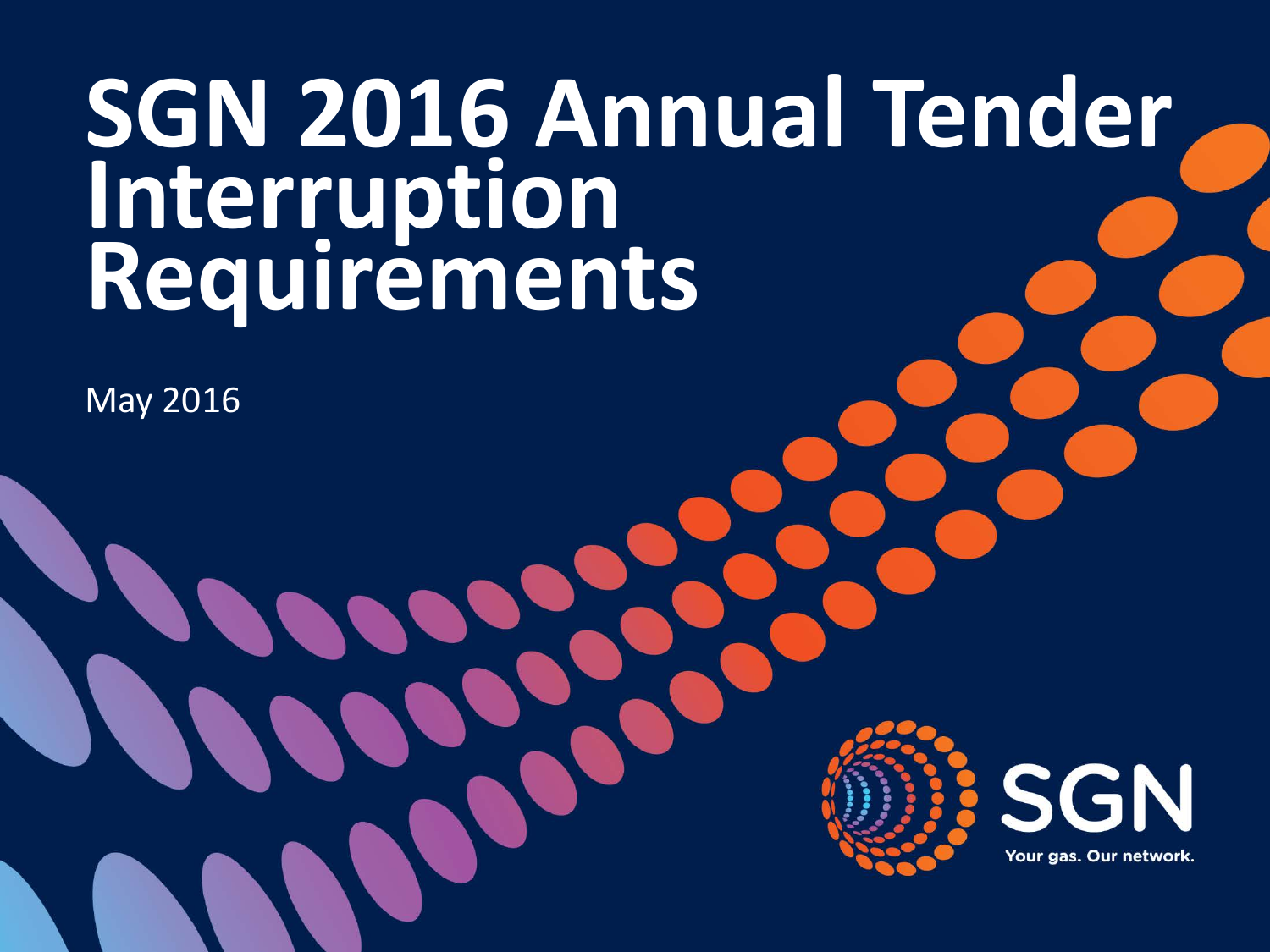# SGN 2016 Annual Tender Interruption Requirements

May 2016

SGN

Your gas. Our network.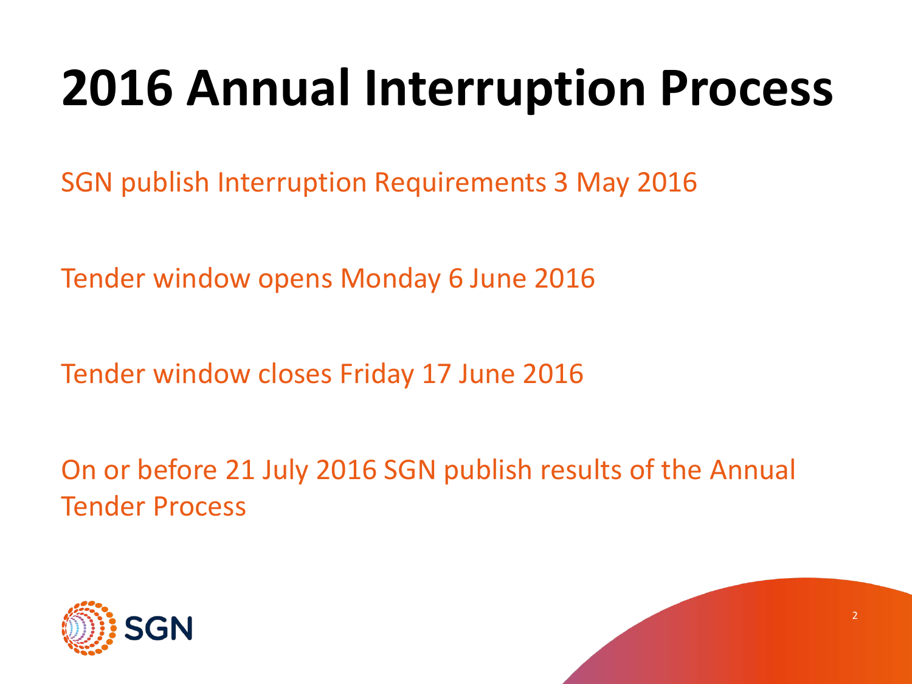# 2016 Annual Interruption Process

SGN publish Interruption Requirements 3 May 2016

Tender window opens Monday 6 June 2016

Tender window closes Friday 17 June 2016

On or before 21 July 2016 SGN publish results of the Annual Tender Process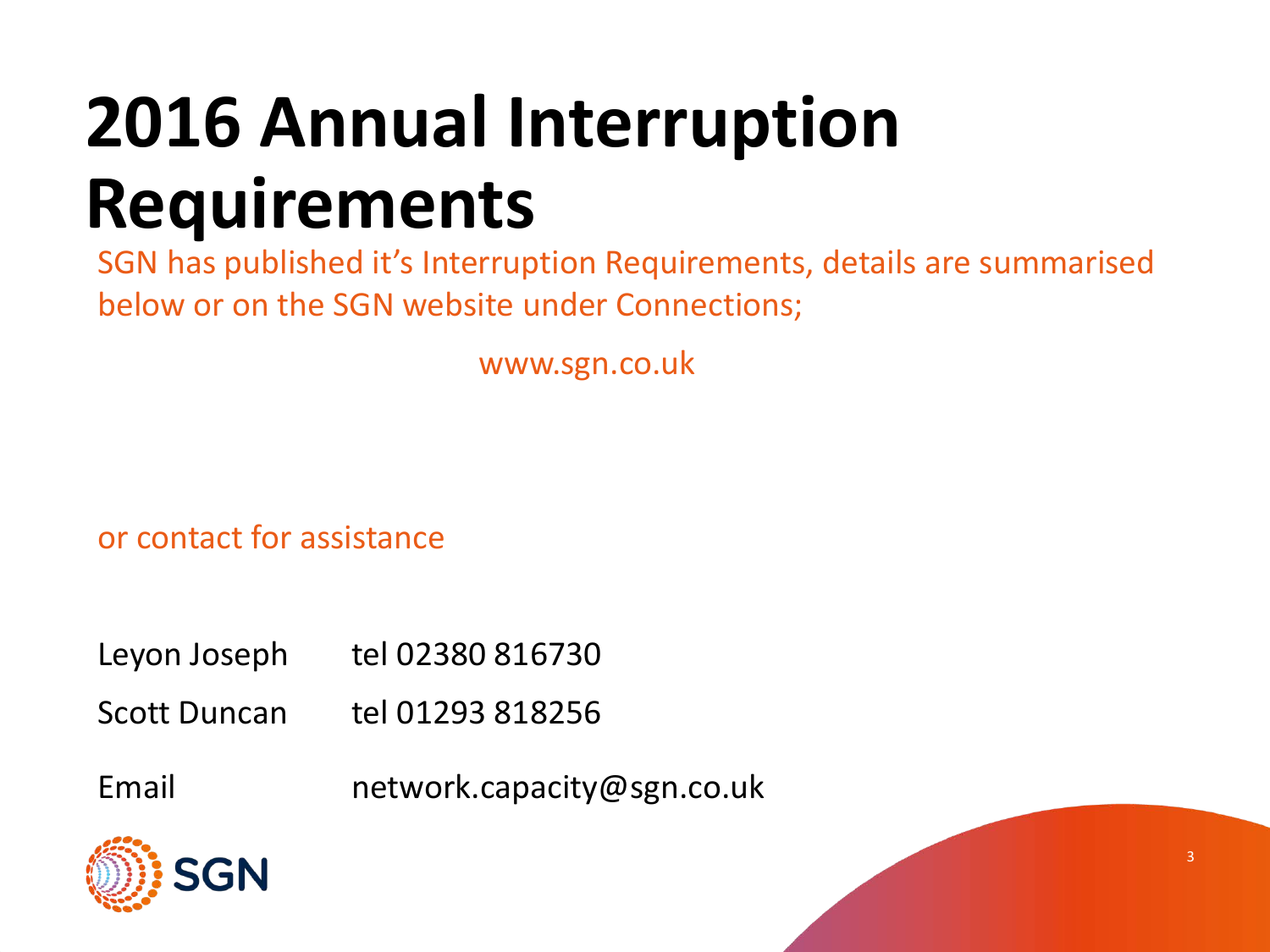# 2016 Annual Interruption Requirements

SGN has published it's Interruption Requirements, details are summarised below or on the SGN website under Connections;

www.sgn.co.uk

or contact for assistance

| | |
|---|---|
| Leyon Joseph | tel 02380 816730 |
| Scott Duncan | tel 01293 818256 |
| Email | network.capacity@sgn.co.uk |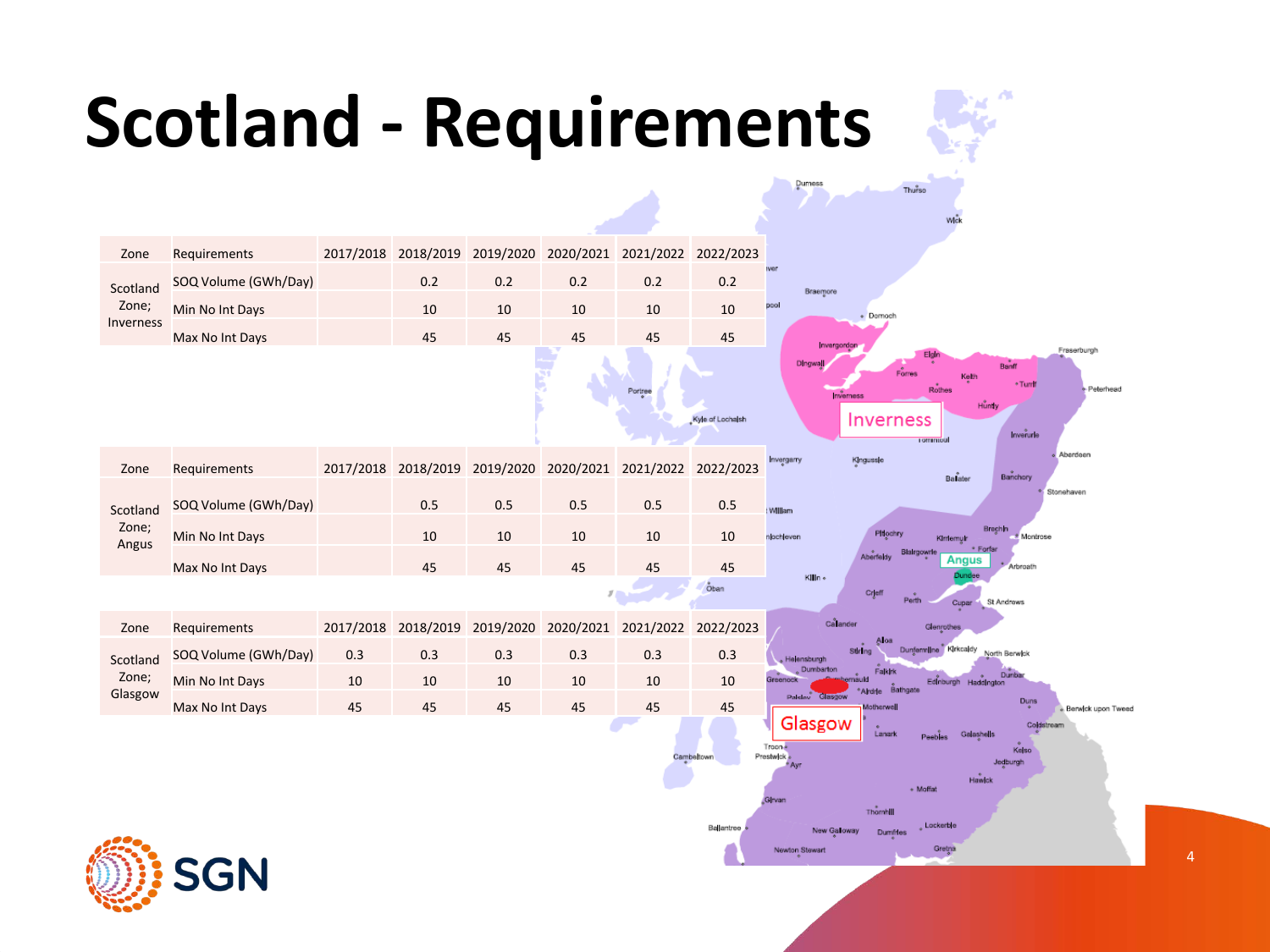# Scotland - Requirements

| Zone | Requirements | 2017/2018 | 2018/2019 | 2019/2020 | 2020/2021 | 2021/2022 | 2022/2023 |
|---|---|---|---|---|---|---|---|
| Scotland Zone; Inverness | SOQ Volume (GWh/Day) | | 0.2 | 0.2 | 0.2 | 0.2 | 0.2 |
| | Min No Int Days | | 10 | 10 | 10 | 10 | 10 |
| | Max No Int Days | | 45 | 45 | 45 | 45 | 45 |

| Zone | Requirements | 2017/2018 | 2018/2019 | 2019/2020 | 2020/2021 | 2021/2022 | 2022/2023 |
|---|---|---|---|---|---|---|---|
| Scotland Zone; Angus | SOQ Volume (GWh/Day) | | 0.5 | 0.5 | 0.5 | 0.5 | 0.5 |
| | Min No Int Days | | 10 | 10 | 10 | 10 | 10 |
| | Max No Int Days | | 45 | 45 | 45 | 45 | 45 |

| Zone | Requirements | 2017/2018 | 2018/2019 | 2019/2020 | 2020/2021 | 2021/2022 | 2022/2023 |
|---|---|---|---|---|---|---|---|
| Scotland Zone; Glasgow | SOQ Volume (GWh/Day) | 0.3 | 0.3 | 0.3 | 0.3 | 0.3 | 0.3 |
| | Min No Int Days | 10 | 10 | 10 | 10 | 10 | 10 |
| | Max No Int Days | 45 | 45 | 45 | 45 | 45 | 45 |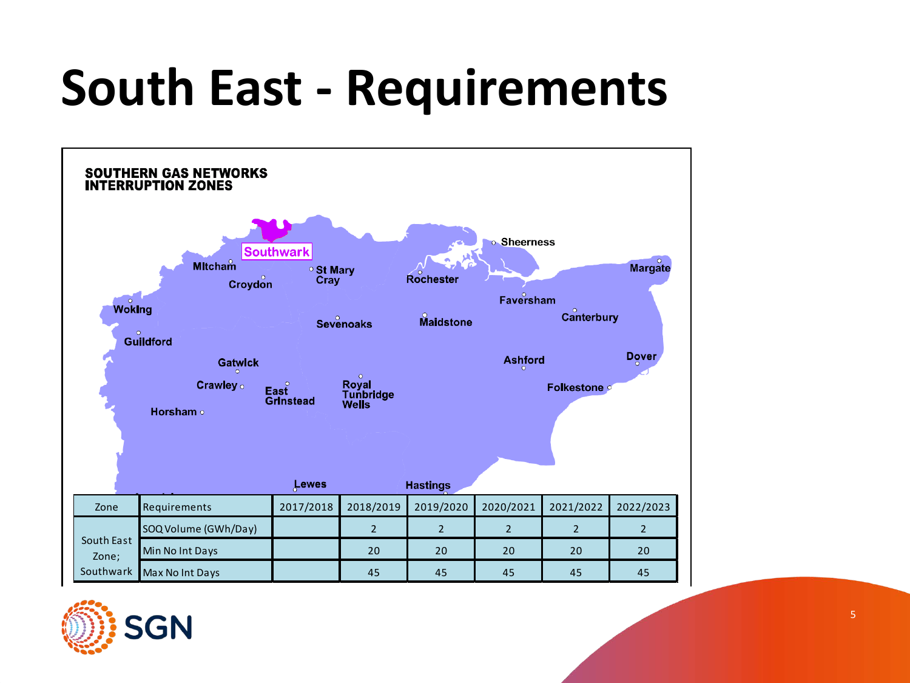# South East - Requirements

SOUTHERN GAS NETWORKS
INTERRUPTION ZONES

Southwark

Mitcham
Croydon
St Mary Cray
Rochester
Sheerness
Margate
Faversham
Canterbury
Woking
Guildford
Sevenoaks
Maidstone
Gatwick
Ashford
Dover
Crawley
East Grinstead
Royal Tunbridge Wells
Folkestone
Horsham
Lewes
Hastings

| Zone | Requirements | 2017/2018 | 2018/2019 | 2019/2020 | 2020/2021 | 2021/2022 | 2022/2023 |
|---|---|---|---|---|---|---|---|
| South East Zone; Southwark | SOQ Volume (GWh/Day) | | 2 | 2 | 2 | 2 | 2 |
| | Min No Int Days | | 20 | 20 | 20 | 20 | 20 |
| | Max No Int Days | | 45 | 45 | 45 | 45 | 45 |

SGN